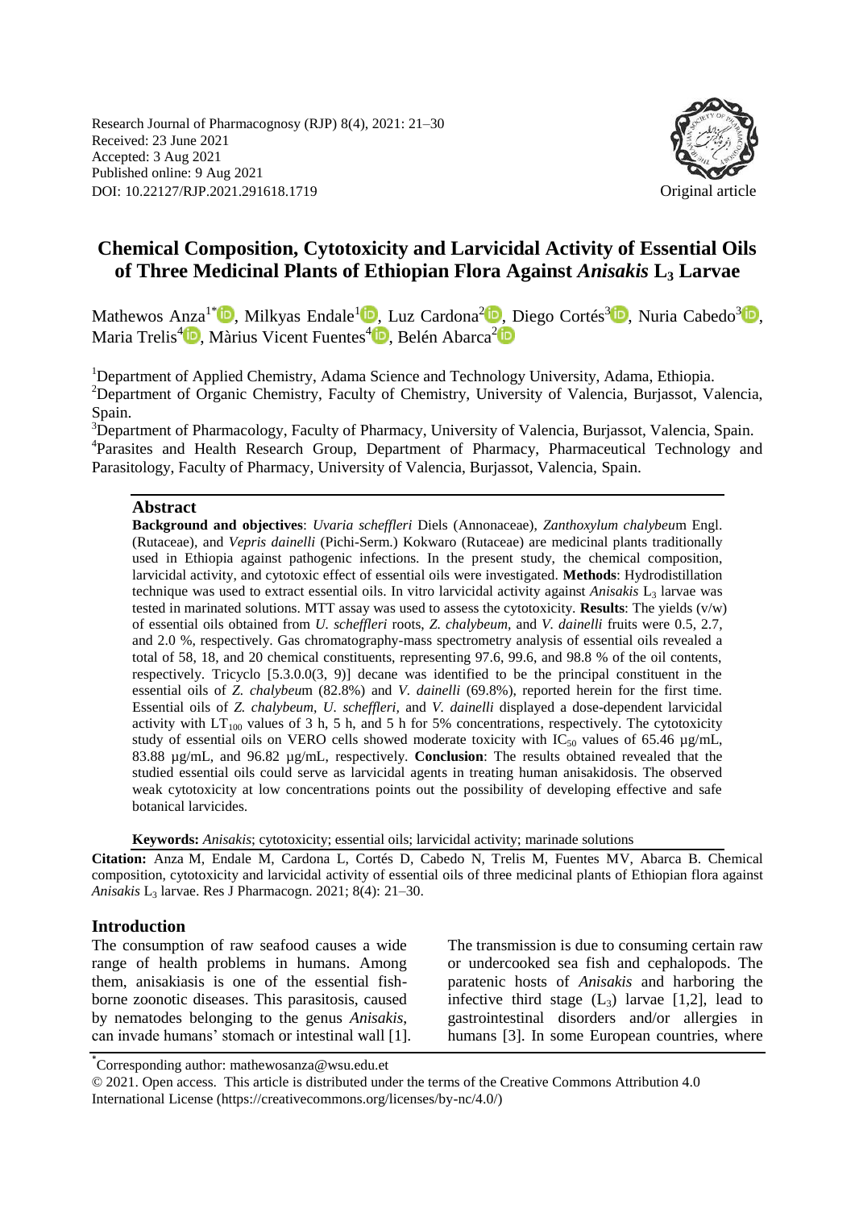Research Journal of Pharmacognosy (RJP) 8(4), 2021: 21–30
Received: 23 June 2021
Accepted: 3 Aug 2021
Published online: 9 Aug 2021
DOI: 10.22127/RJP.2021.291618.1719

Original article

# Chemical Composition, Cytotoxicity and Larvicidal Activity of Essential Oils of Three Medicinal Plants of Ethiopian Flora Against *Anisakis* $L_3$ Larvae

Mathewos Anza[1*], Milkyas Endale[1], Luz Cardona[2], Diego Cortés[3], Nuria Cabedo[3], Maria Trelis[4], Màrius Vicent Fuentes[4], Belén Abarca[2]

[1]Department of Applied Chemistry, Adama Science and Technology University, Adama, Ethiopia.
[2]Department of Organic Chemistry, Faculty of Chemistry, University of Valencia, Burjassot, Valencia, Spain.
[3]Department of Pharmacology, Faculty of Pharmacy, University of Valencia, Burjassot, Valencia, Spain.
[4]Parasites and Health Research Group, Department of Pharmacy, Pharmaceutical Technology and Parasitology, Faculty of Pharmacy, University of Valencia, Burjassot, Valencia, Spain.

## Abstract

**Background and objectives**: *Uvaria scheffleri* Diels (Annonaceae), *Zanthoxylum chalybeu*m Engl. (Rutaceae), and *Vepris dainelli* (Pichi-Serm.) Kokwaro (Rutaceae) are medicinal plants traditionally used in Ethiopia against pathogenic infections. In the present study, the chemical composition, larvicidal activity, and cytotoxic effect of essential oils were investigated. **Methods**: Hydrodistillation technique was used to extract essential oils. In vitro larvicidal activity against *Anisakis* $L_3$ larvae was tested in marinated solutions. MTT assay was used to assess the cytotoxicity. **Results**: The yields (v/w) of essential oils obtained from *U. scheffleri* roots, *Z. chalybeum*, and *V. dainelli* fruits were 0.5, 2.7, and 2.0 %, respectively. Gas chromatography-mass spectrometry analysis of essential oils revealed a total of 58, 18, and 20 chemical constituents, representing 97.6, 99.6, and 98.8 % of the oil contents, respectively. Tricyclo [5.3.0.0(3, 9)] decane was identified to be the principal constituent in the essential oils of *Z. chalybeu*m (82.8%) and *V. dainelli* (69.8%), reported herein for the first time. Essential oils of *Z. chalybeum*, *U. scheffleri*, and *V. dainelli* displayed a dose-dependent larvicidal activity with $LT_{100}$ values of 3 h, 5 h, and 5 h for 5% concentrations, respectively. The cytotoxicity study of essential oils on VERO cells showed moderate toxicity with $IC_{50}$ values of 65.46 µg/mL, 83.88 µg/mL, and 96.82 µg/mL, respectively. **Conclusion**: The results obtained revealed that the studied essential oils could serve as larvicidal agents in treating human anisakidosis. The observed weak cytotoxicity at low concentrations points out the possibility of developing effective and safe botanical larvicides.

**Keywords:** *Anisakis*; cytotoxicity; essential oils; larvicidal activity; marinade solutions

**Citation:** Anza M, Endale M, Cardona L, Cortés D, Cabedo N, Trelis M, Fuentes MV, Abarca B. Chemical composition, cytotoxicity and larvicidal activity of essential oils of three medicinal plants of Ethiopian flora against *Anisakis* $L_3$ larvae. Res J Pharmacogn. 2021; 8(4): 21–30.

## Introduction

The consumption of raw seafood causes a wide range of health problems in humans. Among them, anisakiasis is one of the essential fish-borne zoonotic diseases. This parasitosis, caused by nematodes belonging to the genus *Anisakis*, can invade humans' stomach or intestinal wall [1]. The transmission is due to consuming certain raw or undercooked sea fish and cephalopods. The paratenic hosts of *Anisakis* and harboring the infective third stage ($L_3$) larvae [1,2], lead to gastrointestinal disorders and/or allergies in humans [3]. In some European countries, where

*Corresponding author: mathewosanza@wsu.edu.et

© 2021. Open access. This article is distributed under the terms of the Creative Commons Attribution 4.0 International License (https://creativecommons.org/licenses/by-nc/4.0/)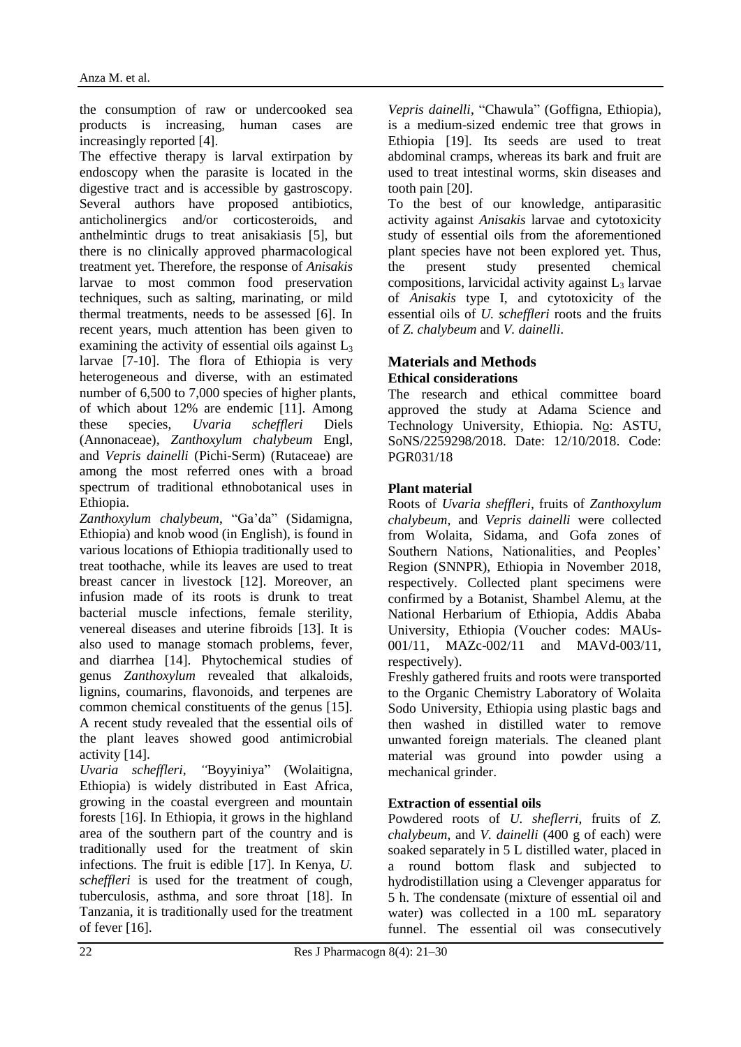the consumption of raw or undercooked sea products is increasing, human cases are increasingly reported [4].

The effective therapy is larval extirpation by endoscopy when the parasite is located in the digestive tract and is accessible by gastroscopy. Several authors have proposed antibiotics, anticholinergics and/or corticosteroids, and anthelmintic drugs to treat anisakiasis [5], but there is no clinically approved pharmacological treatment yet. Therefore, the response of *Anisakis* larvae to most common food preservation techniques, such as salting, marinating, or mild thermal treatments, needs to be assessed [6]. In recent years, much attention has been given to examining the activity of essential oils against $L_3$ larvae [7-10]. The flora of Ethiopia is very heterogeneous and diverse, with an estimated number of 6,500 to 7,000 species of higher plants, of which about 12% are endemic [11]. Among these species, *Uvaria scheffleri* Diels (Annonaceae), *Zanthoxylum chalybeum* Engl, and *Vepris dainelli* (Pichi-Serm) (Rutaceae) are among the most referred ones with a broad spectrum of traditional ethnobotanical uses in Ethiopia.

*Zanthoxylum chalybeum*, "Ga'da" (Sidamigna, Ethiopia) and knob wood (in English), is found in various locations of Ethiopia traditionally used to treat toothache, while its leaves are used to treat breast cancer in livestock [12]. Moreover, an infusion made of its roots is drunk to treat bacterial muscle infections, female sterility, venereal diseases and uterine fibroids [13]. It is also used to manage stomach problems, fever, and diarrhea [14]. Phytochemical studies of genus *Zanthoxylum* revealed that alkaloids, lignins, coumarins, flavonoids, and terpenes are common chemical constituents of the genus [15]. A recent study revealed that the essential oils of the plant leaves showed good antimicrobial activity [14].

*Uvaria scheffleri*, "Boyyiniya" (Wolaitigna, Ethiopia) is widely distributed in East Africa, growing in the coastal evergreen and mountain forests [16]. In Ethiopia, it grows in the highland area of the southern part of the country and is traditionally used for the treatment of skin infections. The fruit is edible [17]. In Kenya, *U. scheffleri* is used for the treatment of cough, tuberculosis, asthma, and sore throat [18]. In Tanzania, it is traditionally used for the treatment of fever [16].

*Vepris dainelli*, "Chawula" (Goffigna, Ethiopia), is a medium-sized endemic tree that grows in Ethiopia [19]. Its seeds are used to treat abdominal cramps, whereas its bark and fruit are used to treat intestinal worms, skin diseases and tooth pain [20].

To the best of our knowledge, antiparasitic activity against *Anisakis* larvae and cytotoxicity study of essential oils from the aforementioned plant species have not been explored yet. Thus, the present study presented chemical compositions, larvicidal activity against $L_3$ larvae of *Anisakis* type I, and cytotoxicity of the essential oils of *U. scheffleri* roots and the fruits of *Z. chalybeum* and *V. dainelli*.

## Materials and Methods

### Ethical considerations

The research and ethical committee board approved the study at Adama Science and Technology University, Ethiopia. No: ASTU, SoNS/2259298/2018. Date: 12/10/2018. Code: PGR031/18

### Plant material

Roots of *Uvaria sheffleri*, fruits of *Zanthoxylum chalybeum*, and *Vepris dainelli* were collected from Wolaita, Sidama, and Gofa zones of Southern Nations, Nationalities, and Peoples' Region (SNNPR), Ethiopia in November 2018, respectively. Collected plant specimens were confirmed by a Botanist, Shambel Alemu, at the National Herbarium of Ethiopia, Addis Ababa University, Ethiopia (Voucher codes: MAUs-001/11, MAZc-002/11 and MAVd-003/11, respectively).

Freshly gathered fruits and roots were transported to the Organic Chemistry Laboratory of Wolaita Sodo University, Ethiopia using plastic bags and then washed in distilled water to remove unwanted foreign materials. The cleaned plant material was ground into powder using a mechanical grinder.

### Extraction of essential oils

Powdered roots of *U. sheflerri*, fruits of *Z. chalybeum*, and *V. dainelli* (400 g of each) were soaked separately in 5 L distilled water, placed in a round bottom flask and subjected to hydrodistillation using a Clevenger apparatus for 5 h. The condensate (mixture of essential oil and water) was collected in a 100 mL separatory funnel. The essential oil was consecutively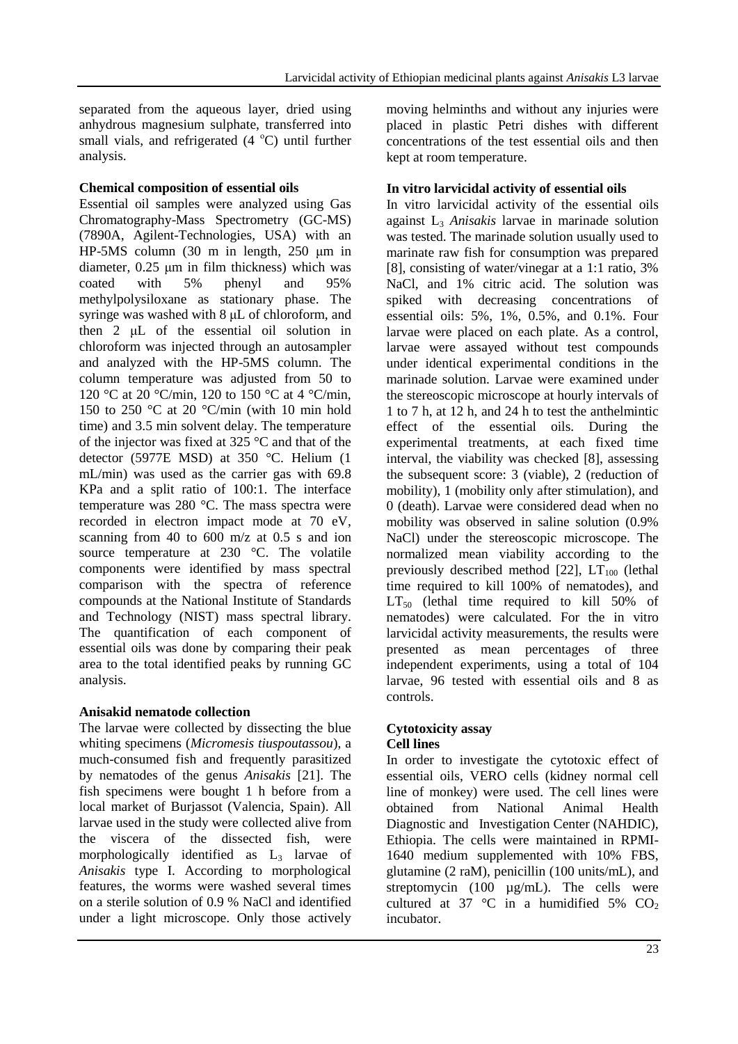separated from the aqueous layer, dried using anhydrous magnesium sulphate, transferred into small vials, and refrigerated (4 °C) until further analysis.

**Chemical composition of essential oils**

Essential oil samples were analyzed using Gas Chromatography-Mass Spectrometry (GC-MS) (7890A, Agilent-Technologies, USA) with an HP-5MS column (30 m in length, 250 μm in diameter, 0.25 μm in film thickness) which was coated with 5% phenyl and 95% methylpolysiloxane as stationary phase. The syringe was washed with 8 μL of chloroform, and then 2 μL of the essential oil solution in chloroform was injected through an autosampler and analyzed with the HP-5MS column. The column temperature was adjusted from 50 to 120 °C at 20 °C/min, 120 to 150 °C at 4 °C/min, 150 to 250 °C at 20 °C/min (with 10 min hold time) and 3.5 min solvent delay. The temperature of the injector was fixed at 325 °C and that of the detector (5977E MSD) at 350 °C. Helium (1 mL/min) was used as the carrier gas with 69.8 KPa and a split ratio of 100:1. The interface temperature was 280 °C. The mass spectra were recorded in electron impact mode at 70 eV, scanning from 40 to 600 m/z at 0.5 s and ion source temperature at 230 °C. The volatile components were identified by mass spectral comparison with the spectra of reference compounds at the National Institute of Standards and Technology (NIST) mass spectral library. The quantification of each component of essential oils was done by comparing their peak area to the total identified peaks by running GC analysis.

**Anisakid nematode collection**

The larvae were collected by dissecting the blue whiting specimens (*Micromesis tiuspoutassou*), a much-consumed fish and frequently parasitized by nematodes of the genus *Anisakis* [21]. The fish specimens were bought 1 h before from a local market of Burjassot (Valencia, Spain). All larvae used in the study were collected alive from the viscera of the dissected fish, were morphologically identified as $L_3$ larvae of *Anisakis* type I. According to morphological features, the worms were washed several times on a sterile solution of 0.9 % NaCl and identified under a light microscope. Only those actively moving helminths and without any injuries were placed in plastic Petri dishes with different concentrations of the test essential oils and then kept at room temperature.

**In vitro larvicidal activity of essential oils**

In vitro larvicidal activity of the essential oils against $L_3$ *Anisakis* larvae in marinade solution was tested. The marinade solution usually used to marinate raw fish for consumption was prepared [8], consisting of water/vinegar at a 1:1 ratio, 3% NaCl, and 1% citric acid. The solution was spiked with decreasing concentrations of essential oils: 5%, 1%, 0.5%, and 0.1%. Four larvae were placed on each plate. As a control, larvae were assayed without test compounds under identical experimental conditions in the marinade solution. Larvae were examined under the stereoscopic microscope at hourly intervals of 1 to 7 h, at 12 h, and 24 h to test the anthelmintic effect of the essential oils. During the experimental treatments, at each fixed time interval, the viability was checked [8], assessing the subsequent score: 3 (viable), 2 (reduction of mobility), 1 (mobility only after stimulation), and 0 (death). Larvae were considered dead when no mobility was observed in saline solution (0.9% NaCl) under the stereoscopic microscope. The normalized mean viability according to the previously described method [22], $LT_{100}$ (lethal time required to kill 100% of nematodes), and $LT_{50}$ (lethal time required to kill 50% of nematodes) were calculated. For the in vitro larvicidal activity measurements, the results were presented as mean percentages of three independent experiments, using a total of 104 larvae, 96 tested with essential oils and 8 as controls.

**Cytotoxicity assay**

**Cell lines**

In order to investigate the cytotoxic effect of essential oils, VERO cells (kidney normal cell line of monkey) were used. The cell lines were obtained from National Animal Health Diagnostic and Investigation Center (NAHDIC), Ethiopia. The cells were maintained in RPMI-1640 medium supplemented with 10% FBS, glutamine (2 raM), penicillin (100 units/mL), and streptomycin (100 μg/mL). The cells were cultured at 37 °C in a humidified 5% $CO_2$ incubator.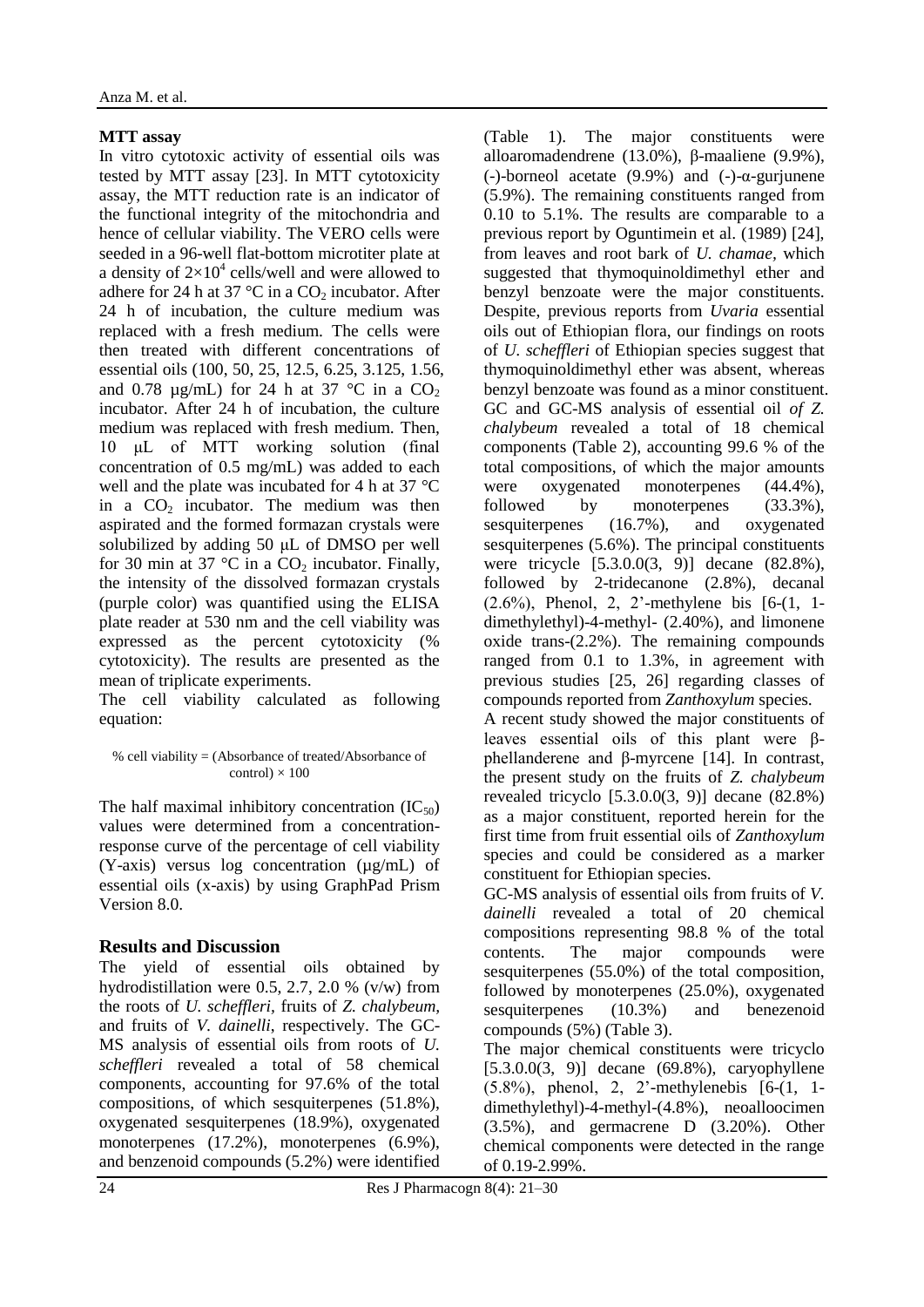**MTT assay**

In vitro cytotoxic activity of essential oils was tested by MTT assay [23]. In MTT cytotoxicity assay, the MTT reduction rate is an indicator of the functional integrity of the mitochondria and hence of cellular viability. The VERO cells were seeded in a 96-well flat-bottom microtiter plate at a density of $2\times10^4$ cells/well and were allowed to adhere for 24 h at 37 °C in a $CO_2$ incubator. After 24 h of incubation, the culture medium was replaced with a fresh medium. The cells were then treated with different concentrations of essential oils (100, 50, 25, 12.5, 6.25, 3.125, 1.56, and 0.78 µg/mL) for 24 h at 37 °C in a $CO_2$ incubator. After 24 h of incubation, the culture medium was replaced with fresh medium. Then, 10 μL of MTT working solution (final concentration of 0.5 mg/mL) was added to each well and the plate was incubated for 4 h at 37 °C in a $CO_2$ incubator. The medium was then aspirated and the formed formazan crystals were solubilized by adding 50 μL of DMSO per well for 30 min at 37 °C in a $CO_2$ incubator. Finally, the intensity of the dissolved formazan crystals (purple color) was quantified using the ELISA plate reader at 530 nm and the cell viability was expressed as the percent cytotoxicity (% cytotoxicity). The results are presented as the mean of triplicate experiments.

The cell viability calculated as following equation:

$$\% \text{ cell viability} = (\text{Absorbance of treated}/\text{Absorbance of control}) \times 100$$

The half maximal inhibitory concentration ($IC_{50}$) values were determined from a concentration-response curve of the percentage of cell viability (Y-axis) versus log concentration (µg/mL) of essential oils (x-axis) by using GraphPad Prism Version 8.0.

## Results and Discussion

The yield of essential oils obtained by hydrodistillation were 0.5, 2.7, 2.0 % (v/w) from the roots of *U. scheffleri*, fruits of *Z. chalybeum*, and fruits of *V. dainelli*, respectively. The GC-MS analysis of essential oils from roots of *U. scheffleri* revealed a total of 58 chemical components, accounting for 97.6% of the total compositions, of which sesquiterpenes (51.8%), oxygenated sesquiterpenes (18.9%), oxygenated monoterpenes (17.2%), monoterpenes (6.9%), and benzenoid compounds (5.2%) were identified (Table 1). The major constituents were alloaromadendrene (13.0%), β-maaliene (9.9%), (-)-borneol acetate (9.9%) and (-)-α-gurjunene (5.9%). The remaining constituents ranged from 0.10 to 5.1%. The results are comparable to a previous report by Oguntimein et al. (1989) [24], from leaves and root bark of *U. chamae*, which suggested that thymoquinoldimethyl ether and benzyl benzoate were the major constituents. Despite, previous reports from *Uvaria* essential oils out of Ethiopian flora, our findings on roots of *U. scheffleri* of Ethiopian species suggest that thymoquinoldimethyl ether was absent, whereas benzyl benzoate was found as a minor constituent. GC and GC-MS analysis of essential oil *of Z. chalybeum* revealed a total of 18 chemical components (Table 2), accounting 99.6 % of the total compositions, of which the major amounts were oxygenated monoterpenes (44.4%), followed by monoterpenes (33.3%), sesquiterpenes (16.7%), and oxygenated sesquiterpenes (5.6%). The principal constituents were tricycle [5.3.0.0(3, 9)] decane (82.8%), followed by 2-tridecanone (2.8%), decanal (2.6%), Phenol, 2, 2'-methylene bis [6-(1, 1-dimethylethyl)-4-methyl- (2.40%), and limonene oxide trans-(2.2%). The remaining compounds ranged from 0.1 to 1.3%, in agreement with previous studies [25, 26] regarding classes of compounds reported from *Zanthoxylum* species.

A recent study showed the major constituents of leaves essential oils of this plant were β-phellanderene and β-myrcene [14]. In contrast, the present study on the fruits of *Z. chalybeum* revealed tricyclo [5.3.0.0(3, 9)] decane (82.8%) as a major constituent, reported herein for the first time from fruit essential oils of *Zanthoxylum* species and could be considered as a marker constituent for Ethiopian species.

GC-MS analysis of essential oils from fruits of *V. dainelli* revealed a total of 20 chemical compositions representing 98.8 % of the total contents. The major compounds were sesquiterpenes (55.0%) of the total composition, followed by monoterpenes (25.0%), oxygenated sesquiterpenes (10.3%) and benezenoid compounds (5%) (Table 3).

The major chemical constituents were tricyclo [5.3.0.0(3, 9)] decane (69.8%), caryophyllene (5.8%), phenol, 2, 2'-methylenebis [6-(1, 1-dimethylethyl)-4-methyl-(4.8%), neoalloocimen (3.5%), and germacrene D (3.20%). Other chemical components were detected in the range of 0.19-2.99%.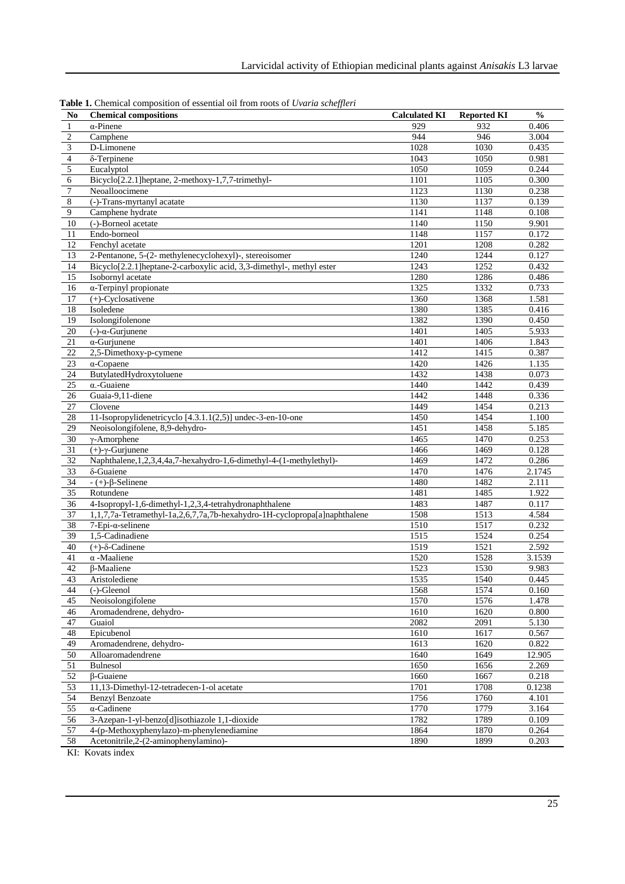**Table 1.** Chemical composition of essential oil from roots of *Uvaria scheffleri*

| No | Chemical compositions | Calculated KI | Reported KI | % |
|---|---|---|---|---|
| 1 | α-Pinene | 929 | 932 | 0.406 |
| 2 | Camphene | 944 | 946 | 3.004 |
| 3 | D-Limonene | 1028 | 1030 | 0.435 |
| 4 | δ-Terpinene | 1043 | 1050 | 0.981 |
| 5 | Eucalyptol | 1050 | 1059 | 0.244 |
| 6 | Bicyclo[2.2.1]heptane, 2-methoxy-1,7,7-trimethyl- | 1101 | 1105 | 0.300 |
| 7 | Neoalloocimene | 1123 | 1130 | 0.238 |
| 8 | (-)-Trans-myrtanyl acatate | 1130 | 1137 | 0.139 |
| 9 | Camphene hydrate | 1141 | 1148 | 0.108 |
| 10 | (-)-Borneol acetate | 1140 | 1150 | 9.901 |
| 11 | Endo-borneol | 1148 | 1157 | 0.172 |
| 12 | Fenchyl acetate | 1201 | 1208 | 0.282 |
| 13 | 2-Pentanone, 5-(2- methylenecyclohexyl)-, stereoisomer | 1240 | 1244 | 0.127 |
| 14 | Bicyclo[2.2.1]heptane-2-carboxylic acid, 3,3-dimethyl-, methyl ester | 1243 | 1252 | 0.432 |
| 15 | Isobornyl acetate | 1280 | 1286 | 0.486 |
| 16 | α-Terpinyl propionate | 1325 | 1332 | 0.733 |
| 17 | (+)-Cyclosativene | 1360 | 1368 | 1.581 |
| 18 | Isoledene | 1380 | 1385 | 0.416 |
| 19 | Isolongifolenone | 1382 | 1390 | 0.450 |
| 20 | (-)-α-Gurjunene | 1401 | 1405 | 5.933 |
| 21 | α-Gurjunene | 1401 | 1406 | 1.843 |
| 22 | 2,5-Dimethoxy-p-cymene | 1412 | 1415 | 0.387 |
| 23 | α-Copaene | 1420 | 1426 | 1.135 |
| 24 | ButylatedHydroxytoluene | 1432 | 1438 | 0.073 |
| 25 | α.-Guaiene | 1440 | 1442 | 0.439 |
| 26 | Guaia-9,11-diene | 1442 | 1448 | 0.336 |
| 27 | Clovene | 1449 | 1454 | 0.213 |
| 28 | 11-Isopropylidenetricyclo [4.3.1.1(2,5)] undec-3-en-10-one | 1450 | 1454 | 1.100 |
| 29 | Neoisolongifolene, 8,9-dehydro- | 1451 | 1458 | 5.185 |
| 30 | γ-Amorphene | 1465 | 1470 | 0.253 |
| 31 | (+)-γ-Gurjunene | 1466 | 1469 | 0.128 |
| 32 | Naphthalene,1,2,3,4,4a,7-hexahydro-1,6-dimethyl-4-(1-methylethyl)- | 1469 | 1472 | 0.286 |
| 33 | δ-Guaiene | 1470 | 1476 | 2.1745 |
| 34 | - (+)-β-Selinene | 1480 | 1482 | 2.111 |
| 35 | Rotundene | 1481 | 1485 | 1.922 |
| 36 | 4-Isopropyl-1,6-dimethyl-1,2,3,4-tetrahydronaphthalene | 1483 | 1487 | 0.117 |
| 37 | 1,1,7,7a-Tetramethyl-1a,2,6,7,7a,7b-hexahydro-1H-cyclopropa[a]naphthalene | 1508 | 1513 | 4.584 |
| 38 | 7-Epi-α-selinene | 1510 | 1517 | 0.232 |
| 39 | 1,5-Cadinadiene | 1515 | 1524 | 0.254 |
| 40 | (+)-δ-Cadinene | 1519 | 1521 | 2.592 |
| 41 | α -Maaliene | 1520 | 1528 | 3.1539 |
| 42 | β-Maaliene | 1523 | 1530 | 9.983 |
| 43 | Aristolediene | 1535 | 1540 | 0.445 |
| 44 | (-)-Gleenol | 1568 | 1574 | 0.160 |
| 45 | Neoisolongifolene | 1570 | 1576 | 1.478 |
| 46 | Aromadendrene, dehydro- | 1610 | 1620 | 0.800 |
| 47 | Guaiol | 2082 | 2091 | 5.130 |
| 48 | Epicubenol | 1610 | 1617 | 0.567 |
| 49 | Aromadendrene, dehydro- | 1613 | 1620 | 0.822 |
| 50 | Alloaromadendrene | 1640 | 1649 | 12.905 |
| 51 | Bulnesol | 1650 | 1656 | 2.269 |
| 52 | β-Guaiene | 1660 | 1667 | 0.218 |
| 53 | 11,13-Dimethyl-12-tetradecen-1-ol acetate | 1701 | 1708 | 0.1238 |
| 54 | Benzyl Benzoate | 1756 | 1760 | 4.101 |
| 55 | α-Cadinene | 1770 | 1779 | 3.164 |
| 56 | 3-Azepan-1-yl-benzo[d]isothiazole 1,1-dioxide | 1782 | 1789 | 0.109 |
| 57 | 4-(p-Methoxyphenylazo)-m-phenylenediamine | 1864 | 1870 | 0.264 |
| 58 | Acetonitrile,2-(2-aminophenylamino)- | 1890 | 1899 | 0.203 |

KI: Kovats index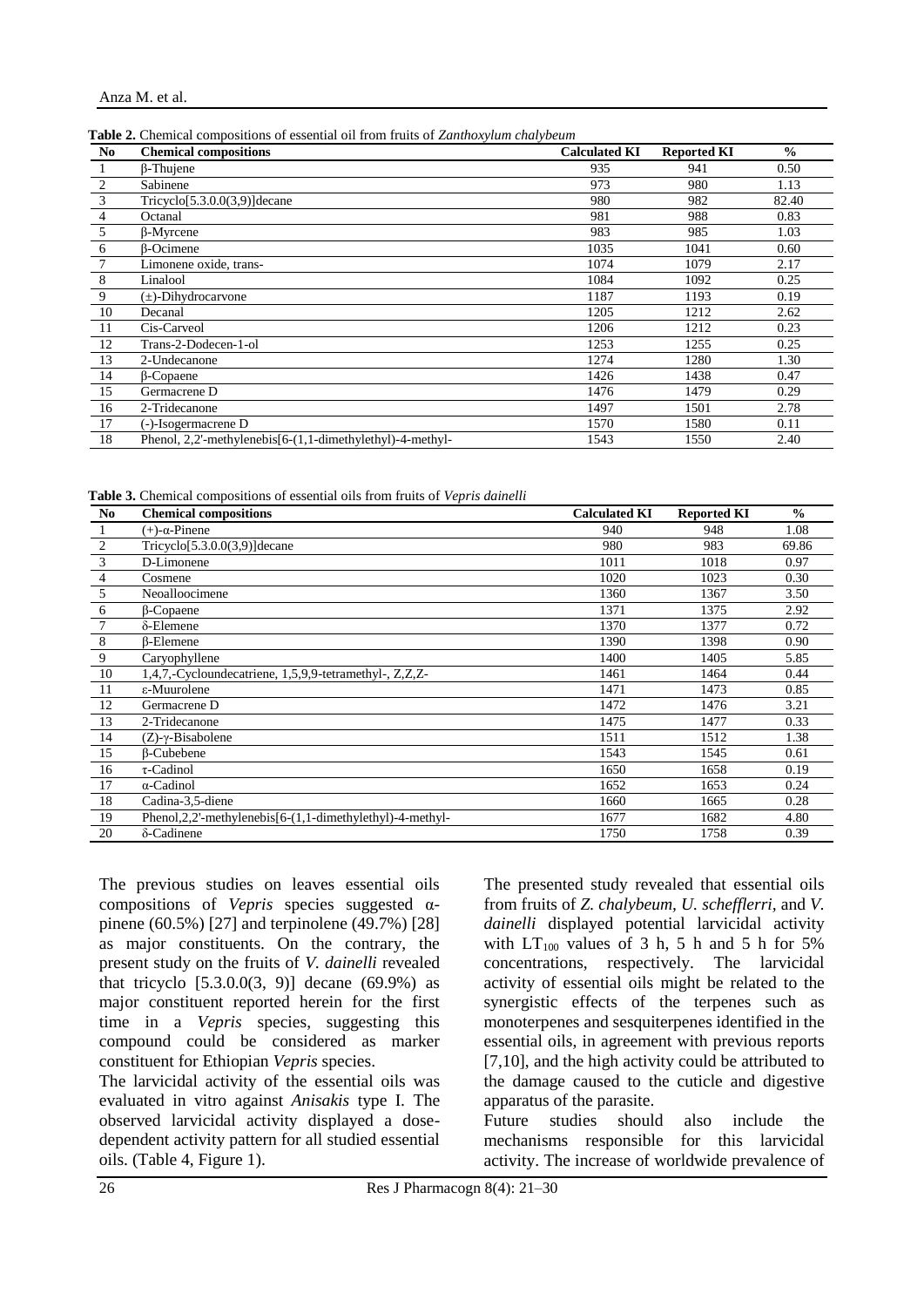**Table 2.** Chemical compositions of essential oil from fruits of *Zanthoxylum chalybeum*

| No | Chemical compositions | Calculated KI | Reported KI | % |
|---|---|---|---|---|
| 1 | β-Thujene | 935 | 941 | 0.50 |
| 2 | Sabinene | 973 | 980 | 1.13 |
| 3 | Tricyclo[5.3.0.0(3,9)]decane | 980 | 982 | 82.40 |
| 4 | Octanal | 981 | 988 | 0.83 |
| 5 | β-Myrcene | 983 | 985 | 1.03 |
| 6 | β-Ocimene | 1035 | 1041 | 0.60 |
| 7 | Limonene oxide, trans- | 1074 | 1079 | 2.17 |
| 8 | Linalool | 1084 | 1092 | 0.25 |
| 9 | (±)-Dihydrocarvone | 1187 | 1193 | 0.19 |
| 10 | Decanal | 1205 | 1212 | 2.62 |
| 11 | Cis-Carveol | 1206 | 1212 | 0.23 |
| 12 | Trans-2-Dodecen-1-ol | 1253 | 1255 | 0.25 |
| 13 | 2-Undecanone | 1274 | 1280 | 1.30 |
| 14 | β-Copaene | 1426 | 1438 | 0.47 |
| 15 | Germacrene D | 1476 | 1479 | 0.29 |
| 16 | 2-Tridecanone | 1497 | 1501 | 2.78 |
| 17 | (-)-Isogermacrene D | 1570 | 1580 | 0.11 |
| 18 | Phenol, 2,2'-methylenebis[6-(1,1-dimethylethyl)-4-methyl- | 1543 | 1550 | 2.40 |

**Table 3.** Chemical compositions of essential oils from fruits of *Vepris dainelli*

| No | Chemical compositions | Calculated KI | Reported KI | % |
|---|---|---|---|---|
| 1 | (+)-α-Pinene | 940 | 948 | 1.08 |
| 2 | Tricyclo[5.3.0.0(3,9)]decane | 980 | 983 | 69.86 |
| 3 | D-Limonene | 1011 | 1018 | 0.97 |
| 4 | Cosmene | 1020 | 1023 | 0.30 |
| 5 | Neoalloocimene | 1360 | 1367 | 3.50 |
| 6 | β-Copaene | 1371 | 1375 | 2.92 |
| 7 | δ-Elemene | 1370 | 1377 | 0.72 |
| 8 | β-Elemene | 1390 | 1398 | 0.90 |
| 9 | Caryophyllene | 1400 | 1405 | 5.85 |
| 10 | 1,4,7,-Cycloundecatriene, 1,5,9,9-tetramethyl-, Z,Z,Z- | 1461 | 1464 | 0.44 |
| 11 | ε-Muurolene | 1471 | 1473 | 0.85 |
| 12 | Germacrene D | 1472 | 1476 | 3.21 |
| 13 | 2-Tridecanone | 1475 | 1477 | 0.33 |
| 14 | (Z)-γ-Bisabolene | 1511 | 1512 | 1.38 |
| 15 | β-Cubebene | 1543 | 1545 | 0.61 |
| 16 | τ-Cadinol | 1650 | 1658 | 0.19 |
| 17 | α-Cadinol | 1652 | 1653 | 0.24 |
| 18 | Cadina-3,5-diene | 1660 | 1665 | 0.28 |
| 19 | Phenol,2,2'-methylenebis[6-(1,1-dimethylethyl)-4-methyl- | 1677 | 1682 | 4.80 |
| 20 | δ-Cadinene | 1750 | 1758 | 0.39 |

The previous studies on leaves essential oils compositions of *Vepris* species suggested α-pinene (60.5%) [27] and terpinolene (49.7%) [28] as major constituents. On the contrary, the present study on the fruits of *V. dainelli* revealed that tricyclo [5.3.0.0(3, 9)] decane (69.9%) as major constituent reported herein for the first time in a *Vepris* species, suggesting this compound could be considered as marker constituent for Ethiopian *Vepris* species.

The larvicidal activity of the essential oils was evaluated in vitro against *Anisakis* type I. The observed larvicidal activity displayed a dose-dependent activity pattern for all studied essential oils. (Table 4, Figure 1).

The presented study revealed that essential oils from fruits of *Z. chalybeum, U. schefflerri,* and *V. dainelli* displayed potential larvicidal activity with $LT_{100}$ values of 3 h, 5 h and 5 h for 5% concentrations, respectively. The larvicidal activity of essential oils might be related to the synergistic effects of the terpenes such as monoterpenes and sesquiterpenes identified in the essential oils, in agreement with previous reports [7,10], and the high activity could be attributed to the damage caused to the cuticle and digestive apparatus of the parasite.

Future studies should also include the mechanisms responsible for this larvicidal activity. The increase of worldwide prevalence of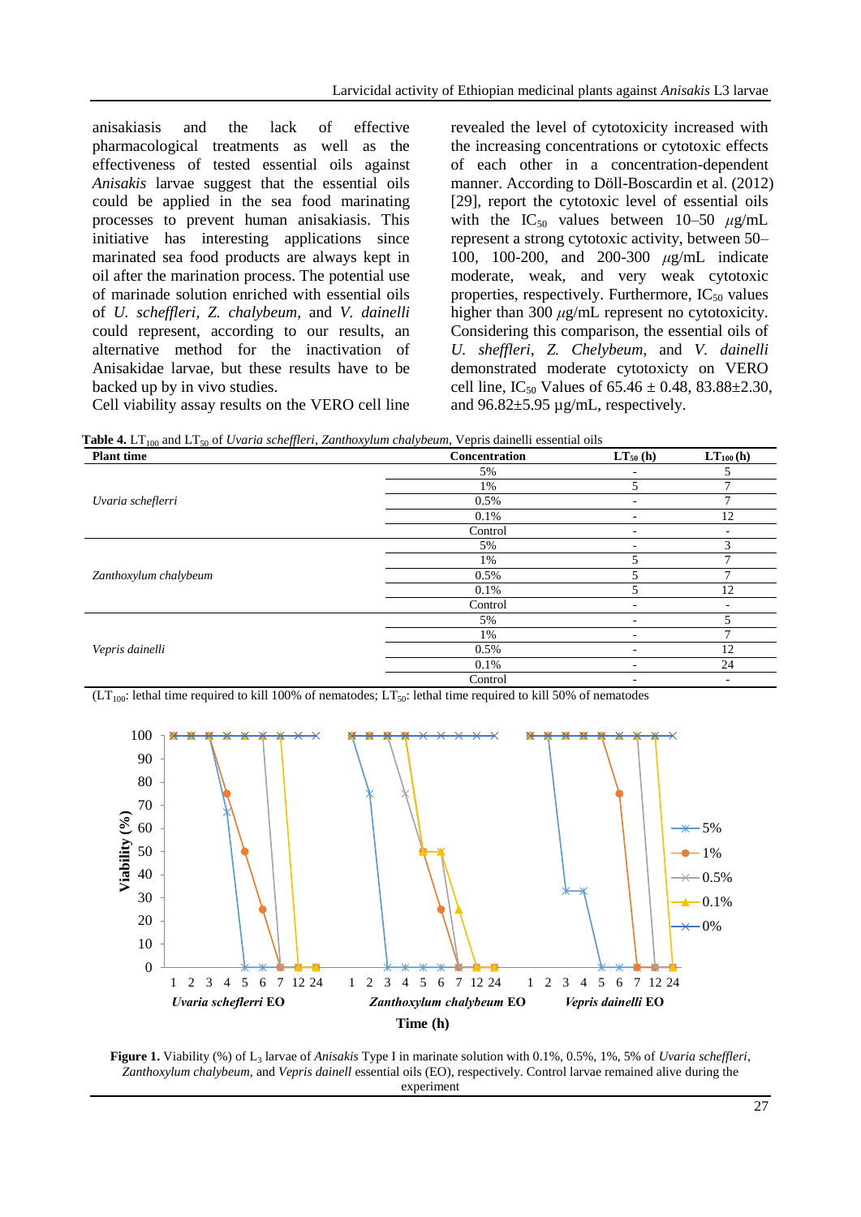anisakiasis and the lack of effective pharmacological treatments as well as the effectiveness of tested essential oils against *Anisakis* larvae suggest that the essential oils could be applied in the sea food marinating processes to prevent human anisakiasis. This initiative has interesting applications since marinated sea food products are always kept in oil after the marination process. The potential use of marinade solution enriched with essential oils of *U. scheffleri*, *Z. chalybeum*, and *V. dainelli* could represent, according to our results, an alternative method for the inactivation of Anisakidae larvae, but these results have to be backed up by in vivo studies.

Cell viability assay results on the VERO cell line revealed the level of cytotoxicity increased with the increasing concentrations or cytotoxic effects of each other in a concentration-dependent manner. According to Döll-Boscardin et al. (2012) [29], report the cytotoxic level of essential oils with the $IC_{50}$ values between 10–50 $\mu$g/mL represent a strong cytotoxic activity, between 50–100, 100-200, and 200-300 $\mu$g/mL indicate moderate, weak, and very weak cytotoxic properties, respectively. Furthermore, $IC_{50}$ values higher than 300 $\mu$g/mL represent no cytotoxicity. Considering this comparison, the essential oils of *U. shefferi*, *Z. Chelybeum*, and *V. dainelli* demonstrated moderate cytotoxicty on VERO cell line, $IC_{50}$ Values of 65.46 ± 0.48, 83.88±2.30, and 96.82±5.95 µg/mL, respectively.

**Table 4.** $LT_{100}$ and $LT_{50}$ of *Uvaria scheffleri*, *Zanthoxylum chalybeum*, Vepris dainelli essential oils

| Plant time | Concentration | $LT_{50}$ (h) | $LT_{100}$ (h) |
|---|---|---|---|
| *Uvaria scheflerri* | 5% | - | 5 |
| | 1% | 5 | 7 |
| | 0.5% | - | 7 |
| | 0.1% | - | 12 |
| | Control | - | - |
| *Zanthoxylum chalybeum* | 5% | - | 3 |
| | 1% | 5 | 7 |
| | 0.5% | 5 | 7 |
| | 0.1% | 5 | 12 |
| | Control | - | - |
| *Vepris dainelli* | 5% | - | 5 |
| | 1% | - | 7 |
| | 0.5% | - | 12 |
| | 0.1% | - | 24 |
| | Control | - | - |

($LT_{100}$: lethal time required to kill 100% of nematodes; $LT_{50}$: lethal time required to kill 50% of nematodes

**Figure 1.** Viability (%) of $L_3$ larvae of *Anisakis* Type I in marinate solution with 0.1%, 0.5%, 1%, 5% of *Uvaria scheffleri*, *Zanthoxylum chalybeum*, and *Vepris dainell* essential oils (EO), respectively. Control larvae remained alive during the experiment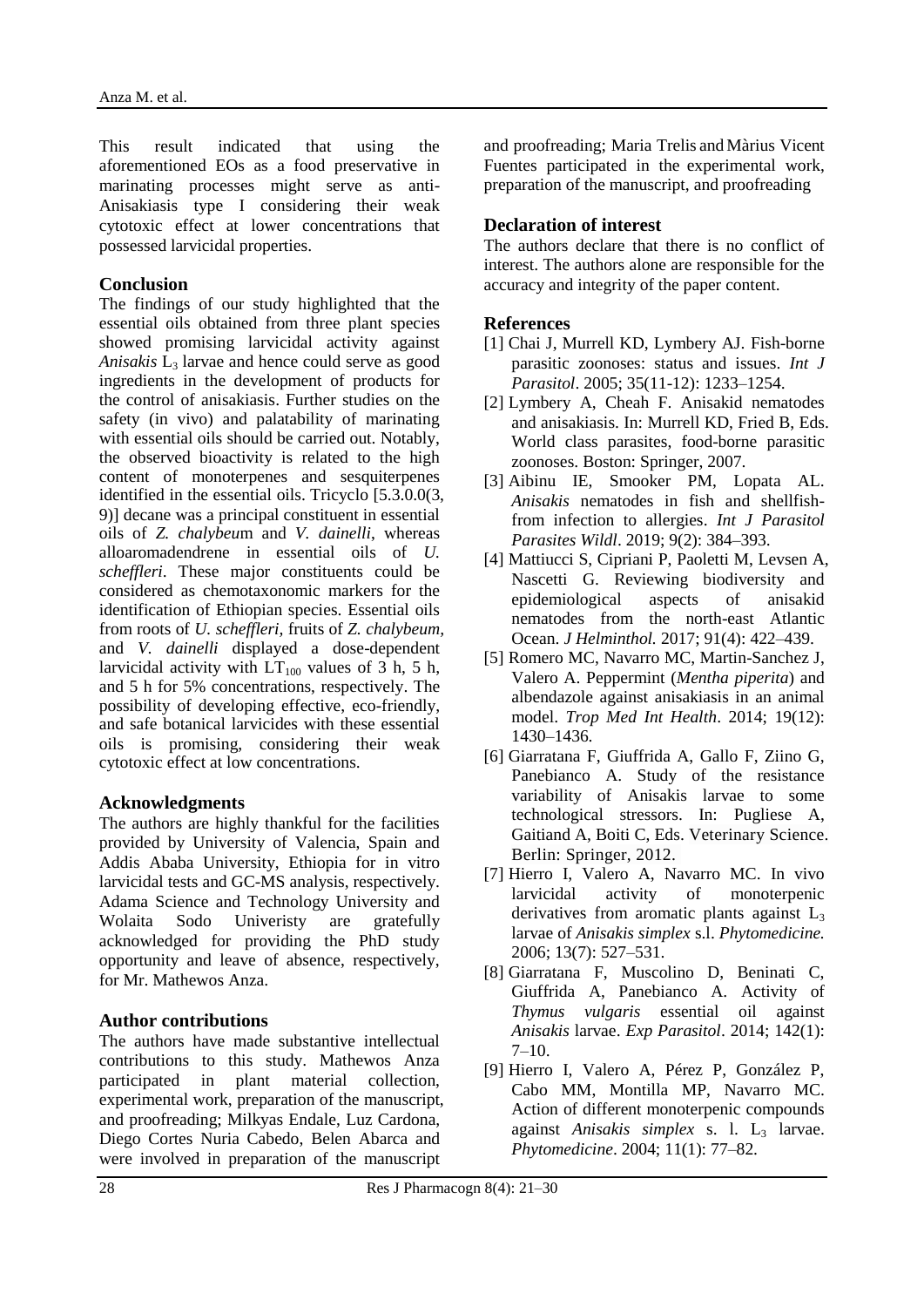This result indicated that using the aforementioned EOs as a food preservative in marinating processes might serve as anti-Anisakiasis type I considering their weak cytotoxic effect at lower concentrations that possessed larvicidal properties.

## Conclusion

The findings of our study highlighted that the essential oils obtained from three plant species showed promising larvicidal activity against *Anisakis* $L_3$ larvae and hence could serve as good ingredients in the development of products for the control of anisakiasis. Further studies on the safety (in vivo) and palatability of marinating with essential oils should be carried out. Notably, the observed bioactivity is related to the high content of monoterpenes and sesquiterpenes identified in the essential oils. Tricyclo [5.3.0.0(3, 9)] decane was a principal constituent in essential oils of *Z. chalybeu*m and *V. dainelli*, whereas alloaromadendrene in essential oils of *U. scheffleri*. These major constituents could be considered as chemotaxonomic markers for the identification of Ethiopian species. Essential oils from roots of *U. scheffleri*, fruits of *Z. chalybeum*, and *V. dainelli* displayed a dose-dependent larvicidal activity with $LT_{100}$ values of 3 h, 5 h, and 5 h for 5% concentrations, respectively. The possibility of developing effective, eco-friendly, and safe botanical larvicides with these essential oils is promising, considering their weak cytotoxic effect at low concentrations.

## Acknowledgments

The authors are highly thankful for the facilities provided by University of Valencia, Spain and Addis Ababa University, Ethiopia for in vitro larvicidal tests and GC-MS analysis, respectively. Adama Science and Technology University and Wolaita Sodo Univeristy are gratefully acknowledged for providing the PhD study opportunity and leave of absence, respectively, for Mr. Mathewos Anza.

## Author contributions

The authors have made substantive intellectual contributions to this study. Mathewos Anza participated in plant material collection, experimental work, preparation of the manuscript, and proofreading; Milkyas Endale, Luz Cardona, Diego Cortes Nuria Cabedo, Belen Abarca and were involved in preparation of the manuscript and proofreading; Maria Trelis and Màrius Vicent Fuentes participated in the experimental work, preparation of the manuscript, and proofreading

## Declaration of interest

The authors declare that there is no conflict of interest. The authors alone are responsible for the accuracy and integrity of the paper content.

## References

[1] Chai J, Murrell KD, Lymbery AJ. Fish-borne parasitic zoonoses: status and issues. *Int J Parasitol*. 2005; 35(11-12): 1233–1254.

[2] Lymbery A, Cheah F. Anisakid nematodes and anisakiasis. In: Murrell KD, Fried B, Eds. World class parasites, food-borne parasitic zoonoses. Boston: Springer, 2007.

[3] Aibinu IE, Smooker PM, Lopata AL. *Anisakis* nematodes in fish and shellfish-from infection to allergies. *Int J Parasitol Parasites Wildl*. 2019; 9(2): 384–393.

[4] Mattiucci S, Cipriani P, Paoletti M, Levsen A, Nascetti G. Reviewing biodiversity and epidemiological aspects of anisakid nematodes from the north-east Atlantic Ocean. *J Helminthol.* 2017; 91(4): 422–439.

[5] Romero MC, Navarro MC, Martin-Sanchez J, Valero A. Peppermint (*Mentha piperita*) and albendazole against anisakiasis in an animal model. *Trop Med Int Health*. 2014; 19(12): 1430–1436.

[6] Giarratana F, Giuffrida A, Gallo F, Ziino G, Panebianco A. Study of the resistance variability of Anisakis larvae to some technological stressors. In: Pugliese A, Gaitiand A, Boiti C, Eds. Veterinary Science. Berlin: Springer, 2012.

[7] Hierro I, Valero A, Navarro MC. In vivo larvicidal activity of monoterpenic derivatives from aromatic plants against $L_3$ larvae of *Anisakis simplex* s.l. *Phytomedicine.* 2006; 13(7): 527–531.

[8] Giarratana F, Muscolino D, Beninati C, Giuffrida A, Panebianco A. Activity of *Thymus vulgaris* essential oil against *Anisakis* larvae. *Exp Parasitol*. 2014; 142(1): 7–10.

[9] Hierro I, Valero A, Pérez P, González P, Cabo MM, Montilla MP, Navarro MC. Action of different monoterpenic compounds against *Anisakis simplex* s. l. $L_3$ larvae. *Phytomedicine*. 2004; 11(1): 77–82.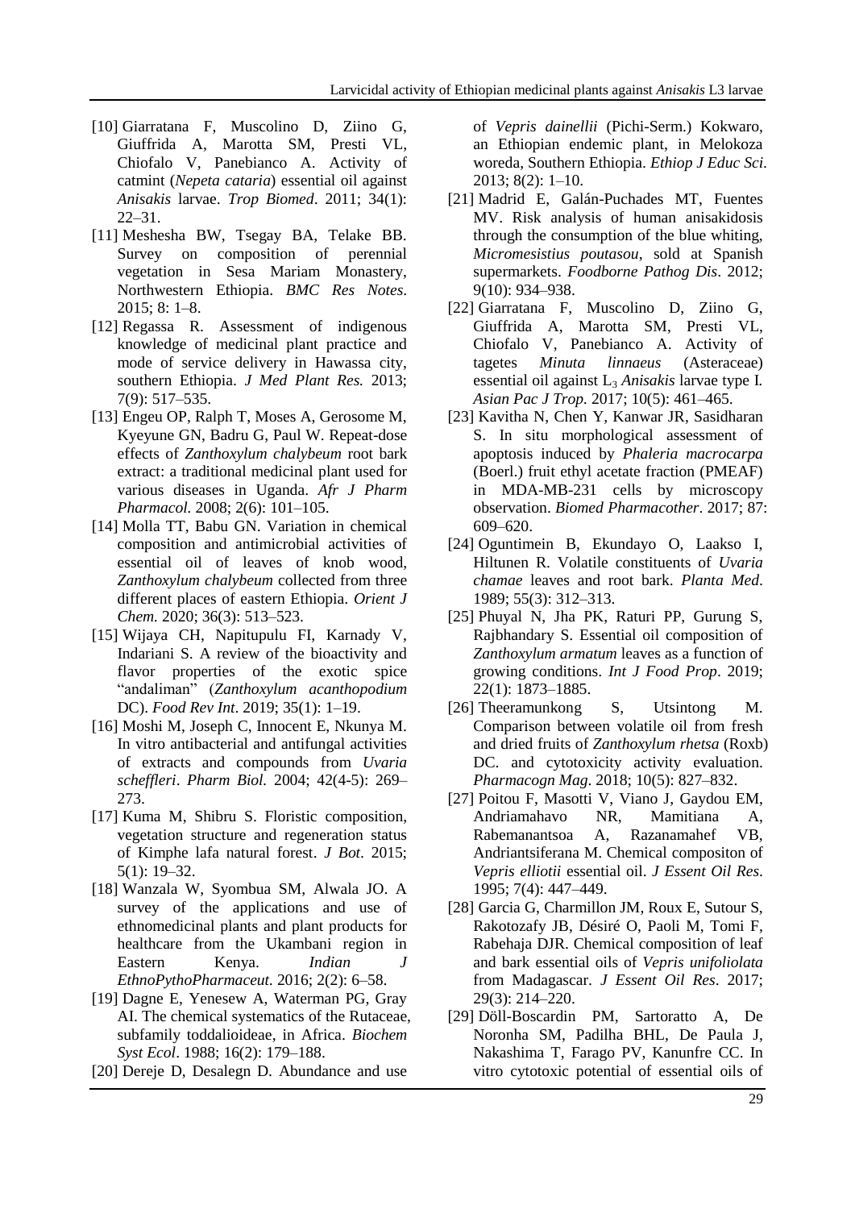[10] Giarratana F, Muscolino D, Ziino G, Giuffrida A, Marotta SM, Presti VL, Chiofalo V, Panebianco A. Activity of catmint (*Nepeta cataria*) essential oil against *Anisakis* larvae. *Trop Biomed*. 2011; 34(1): 22–31.

[11] Meshesha BW, Tsegay BA, Telake BB. Survey on composition of perennial vegetation in Sesa Mariam Monastery, Northwestern Ethiopia. *BMC Res Notes*. 2015; 8: 1–8.

[12] Regassa R. Assessment of indigenous knowledge of medicinal plant practice and mode of service delivery in Hawassa city, southern Ethiopia. *J Med Plant Res.* 2013; 7(9): 517–535.

[13] Engeu OP, Ralph T, Moses A, Gerosome M, Kyeyune GN, Badru G, Paul W. Repeat-dose effects of *Zanthoxylum chalybeum* root bark extract: a traditional medicinal plant used for various diseases in Uganda. *Afr J Pharm Pharmacol.* 2008; 2(6): 101–105.

[14] Molla TT, Babu GN. Variation in chemical composition and antimicrobial activities of essential oil of leaves of knob wood, *Zanthoxylum chalybeum* collected from three different places of eastern Ethiopia. *Orient J Chem.* 2020; 36(3): 513–523.

[15] Wijaya CH, Napitupulu FI, Karnady V, Indariani S. A review of the bioactivity and flavor properties of the exotic spice "andaliman" (*Zanthoxylum acanthopodium* DC). *Food Rev Int*. 2019; 35(1): 1–19.

[16] Moshi M, Joseph C, Innocent E, Nkunya M. In vitro antibacterial and antifungal activities of extracts and compounds from *Uvaria scheffleri*. *Pharm Biol.* 2004; 42(4-5): 269–273.

[17] Kuma M, Shibru S. Floristic composition, vegetation structure and regeneration status of Kimphe lafa natural forest. *J Bot*. 2015; 5(1): 19–32.

[18] Wanzala W, Syombua SM, Alwala JO. A survey of the applications and use of ethnomedicinal plants and plant products for healthcare from the Ukambani region in Eastern Kenya. *Indian J EthnoPythoPharmaceut.* 2016; 2(2): 6–58.

[19] Dagne E, Yenesew A, Waterman PG, Gray AI. The chemical systematics of the Rutaceae, subfamily toddalioideae, in Africa. *Biochem Syst Ecol*. 1988; 16(2): 179–188.

[20] Dereje D, Desalegn D. Abundance and use of *Vepris dainellii* (Pichi-Serm.) Kokwaro, an Ethiopian endemic plant, in Melokoza woreda, Southern Ethiopia. *Ethiop J Educ Sci*. 2013; 8(2): 1–10.

[21] Madrid E, Galán-Puchades MT, Fuentes MV. Risk analysis of human anisakidosis through the consumption of the blue whiting, *Micromesistius poutasou*, sold at Spanish supermarkets. *Foodborne Pathog Dis*. 2012; 9(10): 934–938.

[22] Giarratana F, Muscolino D, Ziino G, Giuffrida A, Marotta SM, Presti VL, Chiofalo V, Panebianco A. Activity of tagetes *Minuta linnaeus* (Asteraceae) essential oil against $L_3$ *Anisakis* larvae type I. *Asian Pac J Trop.* 2017; 10(5): 461–465.

[23] Kavitha N, Chen Y, Kanwar JR, Sasidharan S. In situ morphological assessment of apoptosis induced by *Phaleria macrocarpa* (Boerl.) fruit ethyl acetate fraction (PMEAF) in MDA-MB-231 cells by microscopy observation. *Biomed Pharmacother*. 2017; 87: 609–620.

[24] Oguntimein B, Ekundayo O, Laakso I, Hiltunen R. Volatile constituents of *Uvaria chamae* leaves and root bark. *Planta Med*. 1989; 55(3): 312–313.

[25] Phuyal N, Jha PK, Raturi PP, Gurung S, Rajbhandary S. Essential oil composition of *Zanthoxylum armatum* leaves as a function of growing conditions. *Int J Food Prop*. 2019; 22(1): 1873–1885.

[26] Theeramunkong S, Utsintong M. Comparison between volatile oil from fresh and dried fruits of *Zanthoxylum rhetsa* (Roxb) DC. and cytotoxicity activity evaluation. *Pharmacogn Mag*. 2018; 10(5): 827–832.

[27] Poitou F, Masotti V, Viano J, Gaydou EM, Andriamahavo NR, Mamitiana A, Rabemanantsoa A, Razanamahef VB, Andriantsiferana M. Chemical compositon of *Vepris elliotii* essential oil. *J Essent Oil Res*. 1995; 7(4): 447–449.

[28] Garcia G, Charmillon JM, Roux E, Sutour S, Rakotozafy JB, Désiré O, Paoli M, Tomi F, Rabehaja DJR. Chemical composition of leaf and bark essential oils of *Vepris unifoliolata* from Madagascar. *J Essent Oil Res*. 2017; 29(3): 214–220.

[29] Döll-Boscardin PM, Sartoratto A, De Noronha SM, Padilha BHL, De Paula J, Nakashima T, Farago PV, Kanunfre CC. In vitro cytotoxic potential of essential oils of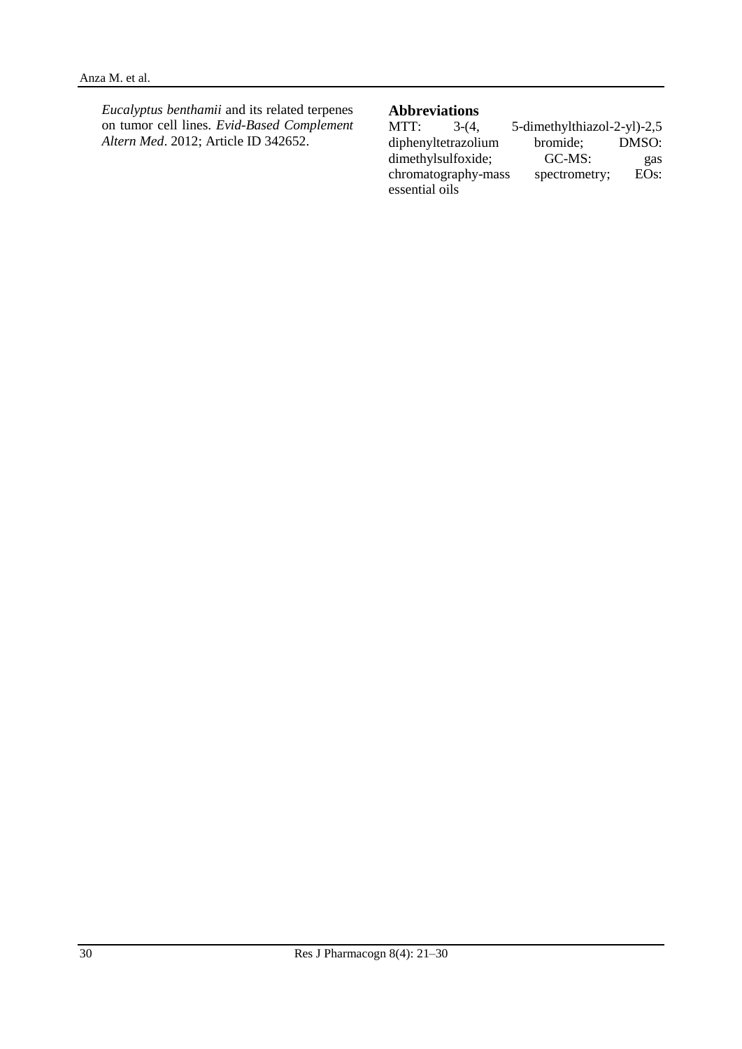*Eucalyptus benthamii* and its related terpenes on tumor cell lines. *Evid-Based Complement Altern Med*. 2012; Article ID 342652.

## Abbreviations

MTT: 3-(4, 5-dimethylthiazol-2-yl)-2,5 diphenyltetrazolium bromide; DMSO: dimethylsulfoxide; GC-MS: gas chromatography-mass spectrometry; EOs: essential oils